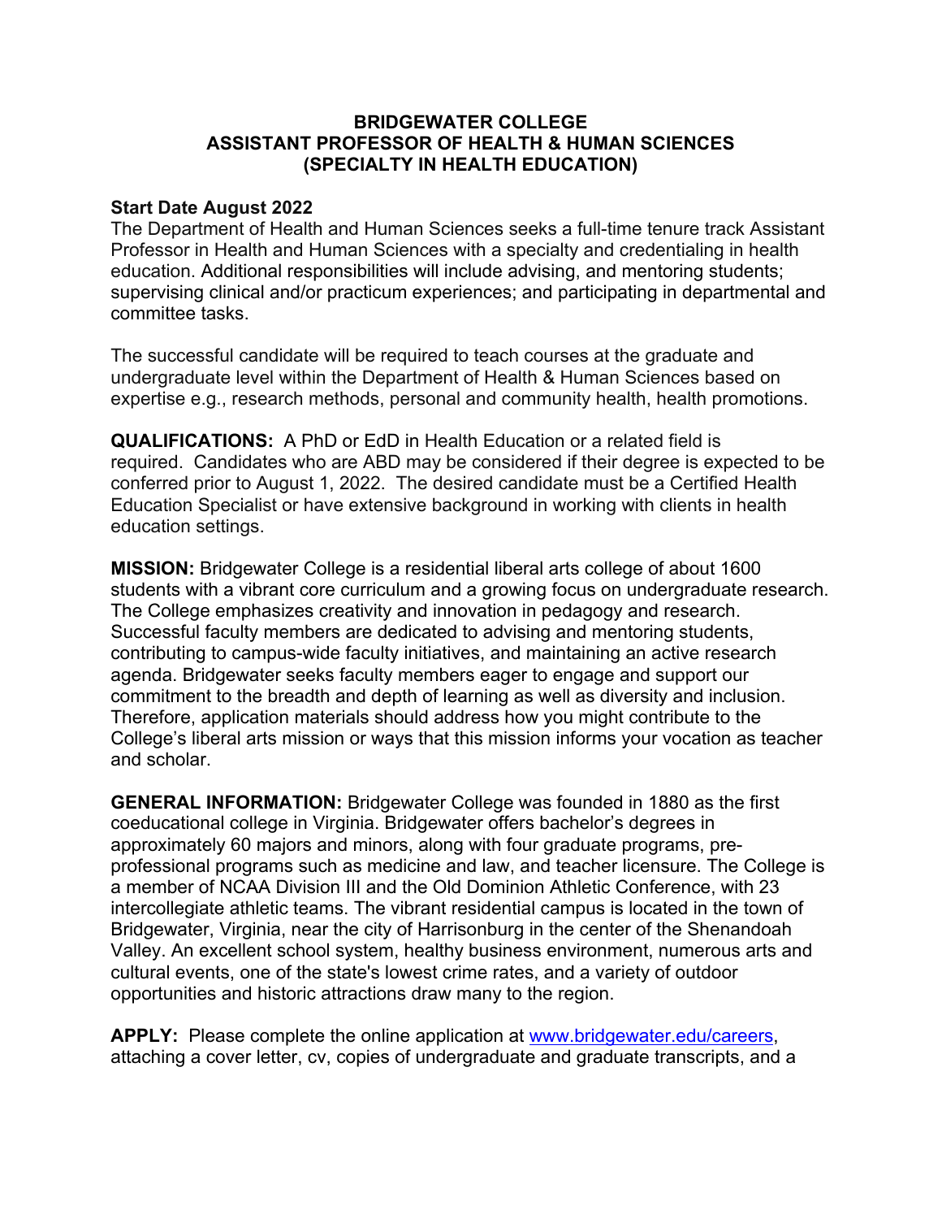# BRIDGEWATER COLLEGE
## ASSISTANT PROFESSOR OF HEALTH & HUMAN SCIENCES
## (SPECIALTY IN HEALTH EDUCATION)

**Start Date August 2022**

The Department of Health and Human Sciences seeks a full-time tenure track Assistant Professor in Health and Human Sciences with a specialty and credentialing in health education. Additional responsibilities will include advising, and mentoring students; supervising clinical and/or practicum experiences; and participating in departmental and committee tasks.

The successful candidate will be required to teach courses at the graduate and undergraduate level within the Department of Health & Human Sciences based on expertise e.g., research methods, personal and community health, health promotions.

**QUALIFICATIONS:** A PhD or EdD in Health Education or a related field is required. Candidates who are ABD may be considered if their degree is expected to be conferred prior to August 1, 2022. The desired candidate must be a Certified Health Education Specialist or have extensive background in working with clients in health education settings.

**MISSION:** Bridgewater College is a residential liberal arts college of about 1600 students with a vibrant core curriculum and a growing focus on undergraduate research. The College emphasizes creativity and innovation in pedagogy and research. Successful faculty members are dedicated to advising and mentoring students, contributing to campus-wide faculty initiatives, and maintaining an active research agenda. Bridgewater seeks faculty members eager to engage and support our commitment to the breadth and depth of learning as well as diversity and inclusion. Therefore, application materials should address how you might contribute to the College's liberal arts mission or ways that this mission informs your vocation as teacher and scholar.

**GENERAL INFORMATION:** Bridgewater College was founded in 1880 as the first coeducational college in Virginia. Bridgewater offers bachelor's degrees in approximately 60 majors and minors, along with four graduate programs, pre-professional programs such as medicine and law, and teacher licensure. The College is a member of NCAA Division III and the Old Dominion Athletic Conference, with 23 intercollegiate athletic teams. The vibrant residential campus is located in the town of Bridgewater, Virginia, near the city of Harrisonburg in the center of the Shenandoah Valley. An excellent school system, healthy business environment, numerous arts and cultural events, one of the state's lowest crime rates, and a variety of outdoor opportunities and historic attractions draw many to the region.

**APPLY:** Please complete the online application at [www.bridgewater.edu/careers](http://www.bridgewater.edu/careers), attaching a cover letter, cv, copies of undergraduate and graduate transcripts, and a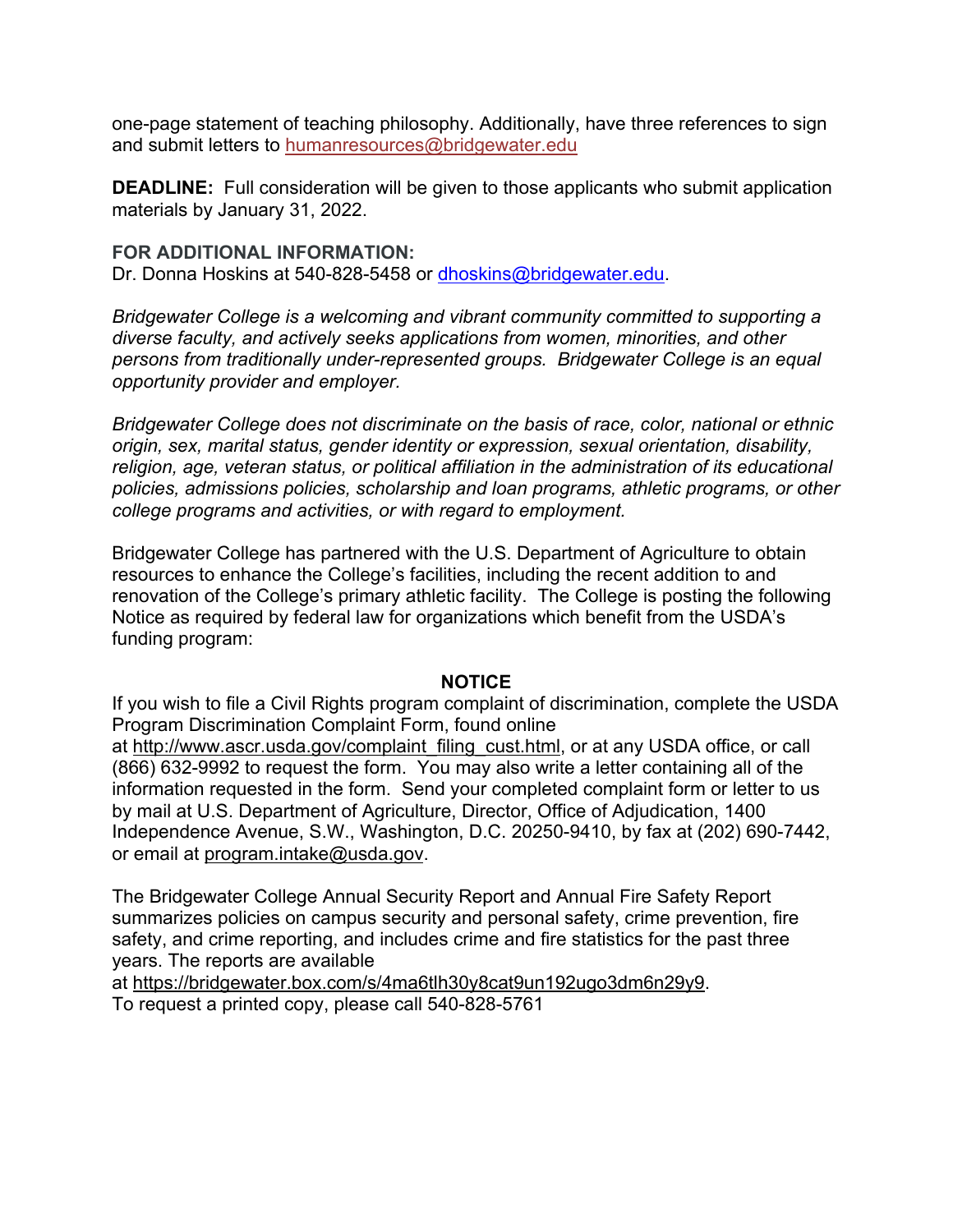one-page statement of teaching philosophy. Additionally, have three references to sign and submit letters to humanresources@bridgewater.edu

**DEADLINE:** Full consideration will be given to those applicants who submit application materials by January 31, 2022.

**FOR ADDITIONAL INFORMATION:**
Dr. Donna Hoskins at 540-828-5458 or dhoskins@bridgewater.edu.

*Bridgewater College is a welcoming and vibrant community committed to supporting a diverse faculty, and actively seeks applications from women, minorities, and other persons from traditionally under-represented groups. Bridgewater College is an equal opportunity provider and employer.*

*Bridgewater College does not discriminate on the basis of race, color, national or ethnic origin, sex, marital status, gender identity or expression, sexual orientation, disability, religion, age, veteran status, or political affiliation in the administration of its educational policies, admissions policies, scholarship and loan programs, athletic programs, or other college programs and activities, or with regard to employment.*

Bridgewater College has partnered with the U.S. Department of Agriculture to obtain resources to enhance the College's facilities, including the recent addition to and renovation of the College's primary athletic facility. The College is posting the following Notice as required by federal law for organizations which benefit from the USDA's funding program:

**NOTICE**

If you wish to file a Civil Rights program complaint of discrimination, complete the USDA Program Discrimination Complaint Form, found online at http://www.ascr.usda.gov/complaint_filing_cust.html, or at any USDA office, or call (866) 632-9992 to request the form. You may also write a letter containing all of the information requested in the form. Send your completed complaint form or letter to us by mail at U.S. Department of Agriculture, Director, Office of Adjudication, 1400 Independence Avenue, S.W., Washington, D.C. 20250-9410, by fax at (202) 690-7442, or email at program.intake@usda.gov.

The Bridgewater College Annual Security Report and Annual Fire Safety Report summarizes policies on campus security and personal safety, crime prevention, fire safety, and crime reporting, and includes crime and fire statistics for the past three years. The reports are available at https://bridgewater.box.com/s/4ma6tlh30y8cat9un192ugo3dm6n29y9.
To request a printed copy, please call 540-828-5761